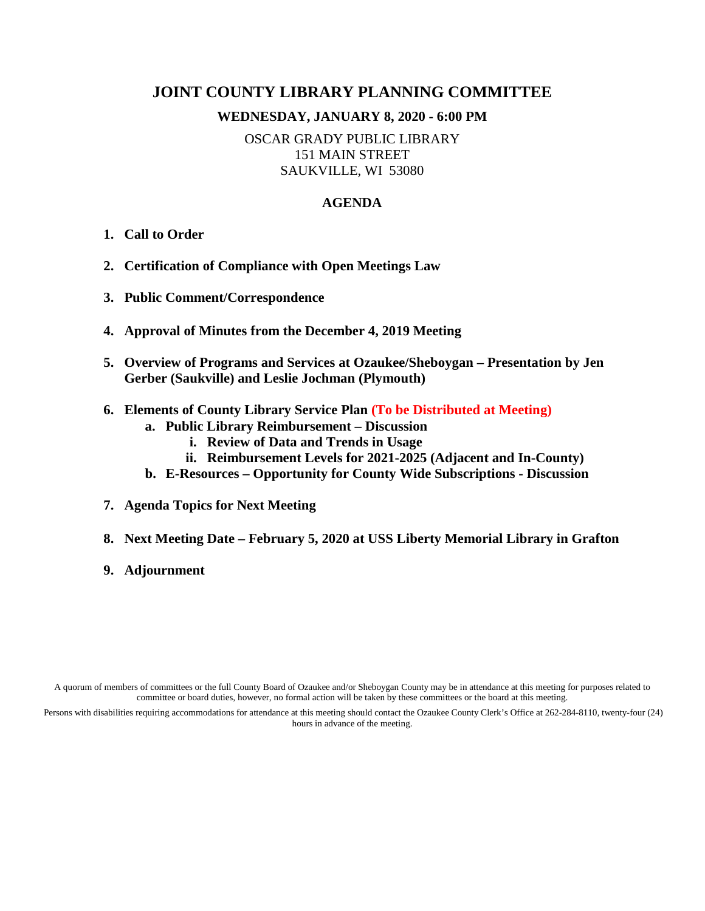# JOINT COUNTY LIBRARY PLANNING COMMITTEE

## WEDNESDAY, JANUARY 8, 2020 - 6:00 PM

OSCAR GRADY PUBLIC LIBRARY
151 MAIN STREET
SAUKVILLE, WI 53080

## AGENDA

1. **Call to Order**
2. **Certification of Compliance with Open Meetings Law**
3. **Public Comment/Correspondence**
4. **Approval of Minutes from the December 4, 2019 Meeting**
5. **Overview of Programs and Services at Ozaukee/Sheboygan – Presentation by Jen Gerber (Saukville) and Leslie Jochman (Plymouth)**
6. **Elements of County Library Service Plan (To be Distributed at Meeting)**
   a. **Public Library Reimbursement – Discussion**
      i. **Review of Data and Trends in Usage**
      ii. **Reimbursement Levels for 2021-2025 (Adjacent and In-County)**
   b. **E-Resources – Opportunity for County Wide Subscriptions - Discussion**
7. **Agenda Topics for Next Meeting**
8. **Next Meeting Date – February 5, 2020 at USS Liberty Memorial Library in Grafton**
9. **Adjournment**

A quorum of members of committees or the full County Board of Ozaukee and/or Sheboygan County may be in attendance at this meeting for purposes related to committee or board duties, however, no formal action will be taken by these committees or the board at this meeting.

Persons with disabilities requiring accommodations for attendance at this meeting should contact the Ozaukee County Clerk's Office at 262-284-8110, twenty-four (24) hours in advance of the meeting.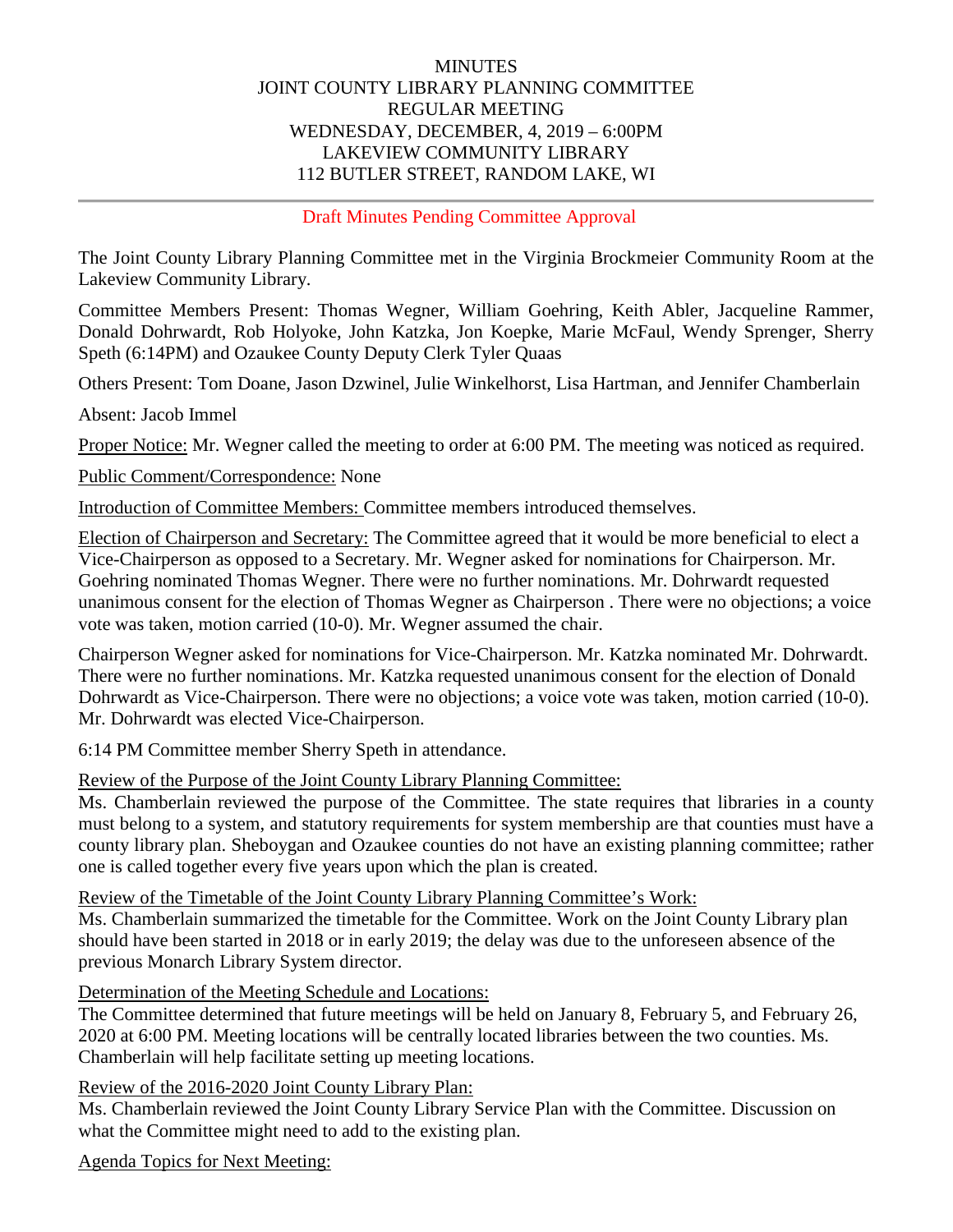MINUTES
JOINT COUNTY LIBRARY PLANNING COMMITTEE
REGULAR MEETING
WEDNESDAY, DECEMBER, 4, 2019 – 6:00PM
LAKEVIEW COMMUNITY LIBRARY
112 BUTLER STREET, RANDOM LAKE, WI

---

Draft Minutes Pending Committee Approval

The Joint County Library Planning Committee met in the Virginia Brockmeier Community Room at the Lakeview Community Library.

Committee Members Present: Thomas Wegner, William Goehring, Keith Abler, Jacqueline Rammer, Donald Dohrwardt, Rob Holyoke, John Katzka, Jon Koepke, Marie McFaul, Wendy Sprenger, Sherry Speth (6:14PM) and Ozaukee County Deputy Clerk Tyler Quaas

Others Present: Tom Doane, Jason Dzwinel, Julie Winkelhorst, Lisa Hartman, and Jennifer Chamberlain

Absent: Jacob Immel

Proper Notice: Mr. Wegner called the meeting to order at 6:00 PM. The meeting was noticed as required.

Public Comment/Correspondence: None

Introduction of Committee Members: Committee members introduced themselves.

Election of Chairperson and Secretary: The Committee agreed that it would be more beneficial to elect a Vice-Chairperson as opposed to a Secretary. Mr. Wegner asked for nominations for Chairperson. Mr. Goehring nominated Thomas Wegner. There were no further nominations. Mr. Dohrwardt requested unanimous consent for the election of Thomas Wegner as Chairperson . There were no objections; a voice vote was taken, motion carried (10-0). Mr. Wegner assumed the chair.

Chairperson Wegner asked for nominations for Vice-Chairperson. Mr. Katzka nominated Mr. Dohrwardt. There were no further nominations. Mr. Katzka requested unanimous consent for the election of Donald Dohrwardt as Vice-Chairperson. There were no objections; a voice vote was taken, motion carried (10-0). Mr. Dohrwardt was elected Vice-Chairperson.

6:14 PM Committee member Sherry Speth in attendance.

Review of the Purpose of the Joint County Library Planning Committee:
Ms. Chamberlain reviewed the purpose of the Committee. The state requires that libraries in a county must belong to a system, and statutory requirements for system membership are that counties must have a county library plan. Sheboygan and Ozaukee counties do not have an existing planning committee; rather one is called together every five years upon which the plan is created.

Review of the Timetable of the Joint County Library Planning Committee's Work:
Ms. Chamberlain summarized the timetable for the Committee. Work on the Joint County Library plan should have been started in 2018 or in early 2019; the delay was due to the unforeseen absence of the previous Monarch Library System director.

Determination of the Meeting Schedule and Locations:
The Committee determined that future meetings will be held on January 8, February 5, and February 26, 2020 at 6:00 PM. Meeting locations will be centrally located libraries between the two counties. Ms. Chamberlain will help facilitate setting up meeting locations.

Review of the 2016-2020 Joint County Library Plan:
Ms. Chamberlain reviewed the Joint County Library Service Plan with the Committee. Discussion on what the Committee might need to add to the existing plan.

Agenda Topics for Next Meeting: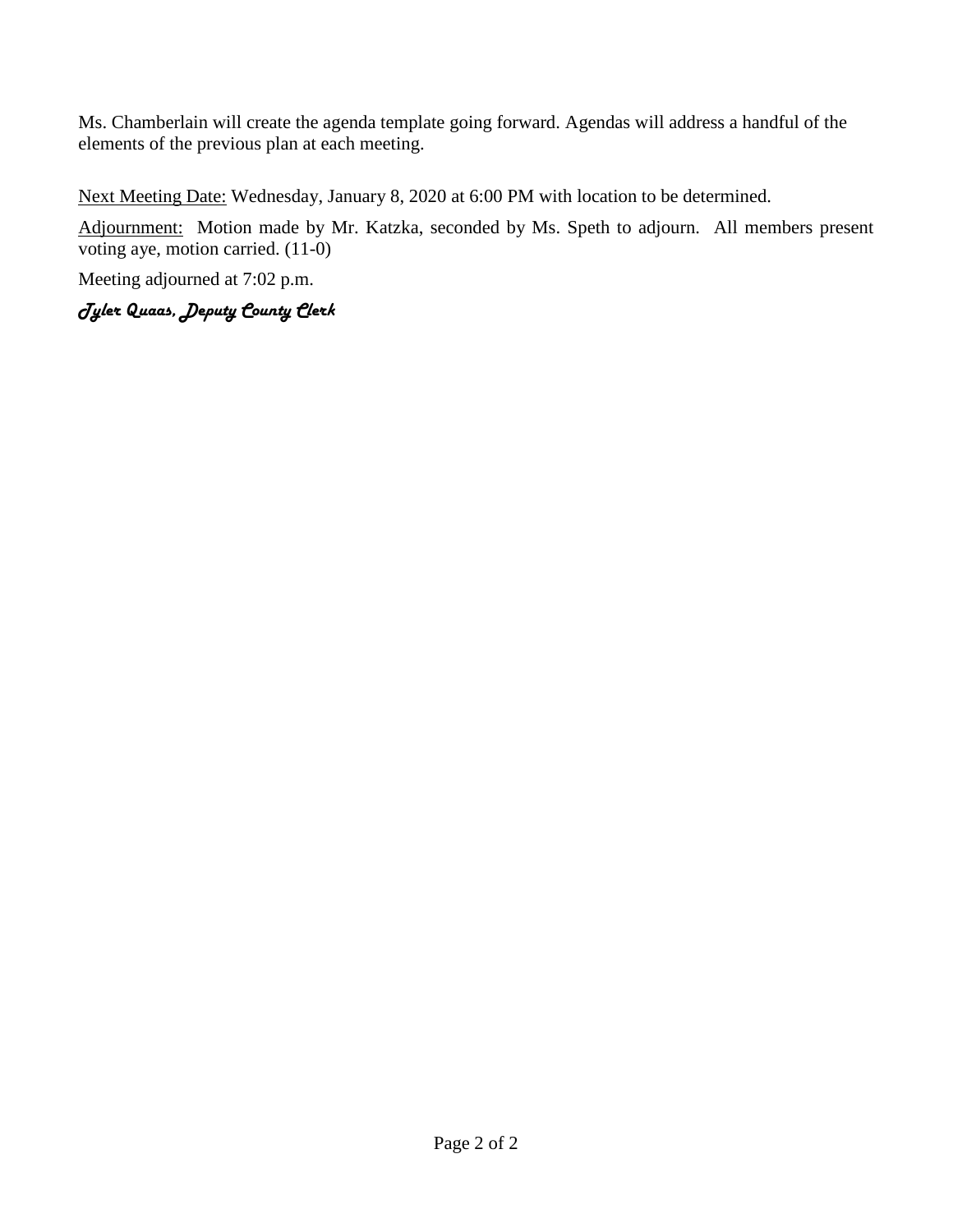Ms. Chamberlain will create the agenda template going forward. Agendas will address a handful of the elements of the previous plan at each meeting.

Next Meeting Date: Wednesday, January 8, 2020 at 6:00 PM with location to be determined.

Adjournment: Motion made by Mr. Katzka, seconded by Ms. Speth to adjourn. All members present voting aye, motion carried. (11-0)

Meeting adjourned at 7:02 p.m.

*Tyler Quaas, Deputy County Clerk*